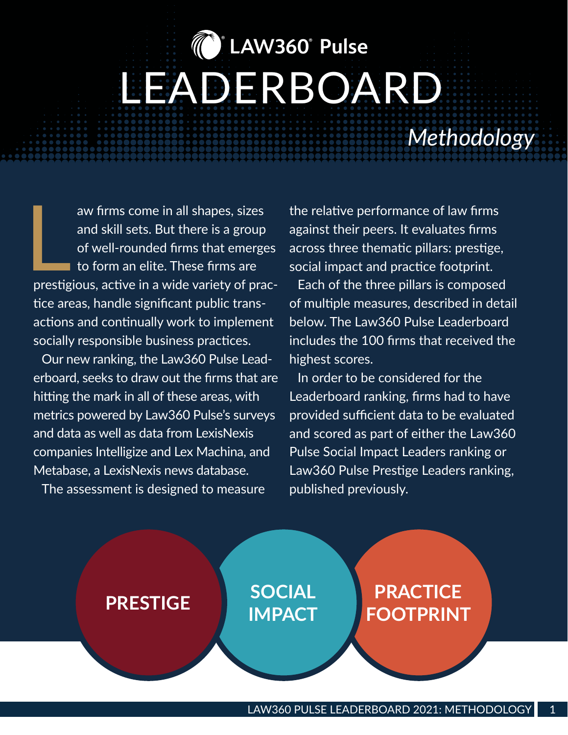# LAW360 Pulse

# LEADERBOARD

## *Methodology*

Law firms come in all shapes, sizes and skill sets. But there is a group of well-rounded firms that emerges to form an elite. These firms are prestigious, active in a wide variety of practice areas, handle significant public transactions and continually work to implement socially responsible business practices.

Our new ranking, the Law360 Pulse Leaderboard, seeks to draw out the firms that are hitting the mark in all of these areas, with metrics powered by Law360 Pulse's surveys and data as well as data from LexisNexis companies Intelligize and Lex Machina, and Metabase, a LexisNexis news database.

The assessment is designed to measure the relative performance of law firms against their peers. It evaluates firms across three thematic pillars: prestige, social impact and practice footprint.

Each of the three pillars is composed of multiple measures, described in detail below. The Law360 Pulse Leaderboard includes the 100 firms that received the highest scores.

In order to be considered for the Leaderboard ranking, firms had to have provided sufficient data to be evaluated and scored as part of either the Law360 Pulse Social Impact Leaders ranking or Law360 Pulse Prestige Leaders ranking, published previously.

**PRESTIGE**

**SOCIAL IMPACT**

**PRACTICE FOOTPRINT**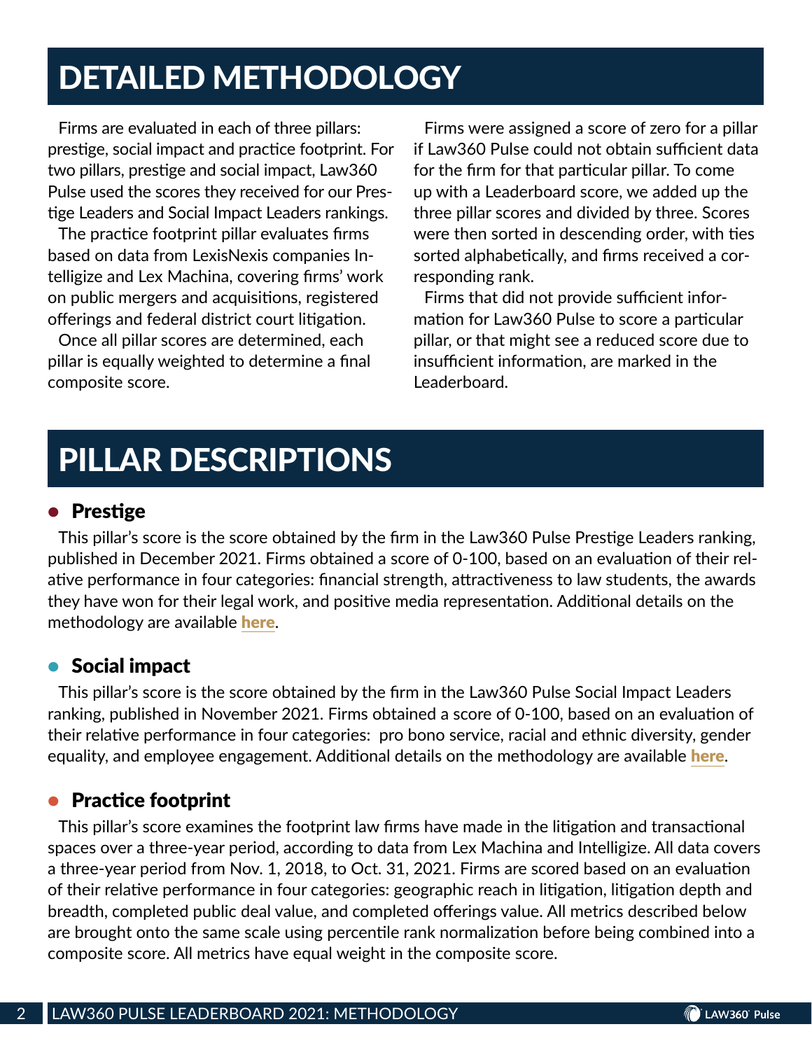# DETAILED METHODOLOGY

Firms are evaluated in each of three pillars: prestige, social impact and practice footprint. For two pillars, prestige and social impact, Law360 Pulse used the scores they received for our Prestige Leaders and Social Impact Leaders rankings.

The practice footprint pillar evaluates firms based on data from LexisNexis companies Intelligize and Lex Machina, covering firms' work on public mergers and acquisitions, registered offerings and federal district court litigation.

Once all pillar scores are determined, each pillar is equally weighted to determine a final composite score.

Firms were assigned a score of zero for a pillar if Law360 Pulse could not obtain sufficient data for the firm for that particular pillar. To come up with a Leaderboard score, we added up the three pillar scores and divided by three. Scores were then sorted in descending order, with ties sorted alphabetically, and firms received a corresponding rank.

Firms that did not provide sufficient information for Law360 Pulse to score a particular pillar, or that might see a reduced score due to insufficient information, are marked in the Leaderboard.

# PILLAR DESCRIPTIONS

## Prestige

This pillar's score is the score obtained by the firm in the Law360 Pulse Prestige Leaders ranking, published in December 2021. Firms obtained a score of 0-100, based on an evaluation of their relative performance in four categories: financial strength, attractiveness to law students, the awards they have won for their legal work, and positive media representation. Additional details on the methodology are available **here**.

## Social impact

This pillar's score is the score obtained by the firm in the Law360 Pulse Social Impact Leaders ranking, published in November 2021. Firms obtained a score of 0-100, based on an evaluation of their relative performance in four categories: pro bono service, racial and ethnic diversity, gender equality, and employee engagement. Additional details on the methodology are available **here**.

## Practice footprint

This pillar's score examines the footprint law firms have made in the litigation and transactional spaces over a three-year period, according to data from Lex Machina and Intelligize. All data covers a three-year period from Nov. 1, 2018, to Oct. 31, 2021. Firms are scored based on an evaluation of their relative performance in four categories: geographic reach in litigation, litigation depth and breadth, completed public deal value, and completed offerings value. All metrics described below are brought onto the same scale using percentile rank normalization before being combined into a composite score. All metrics have equal weight in the composite score.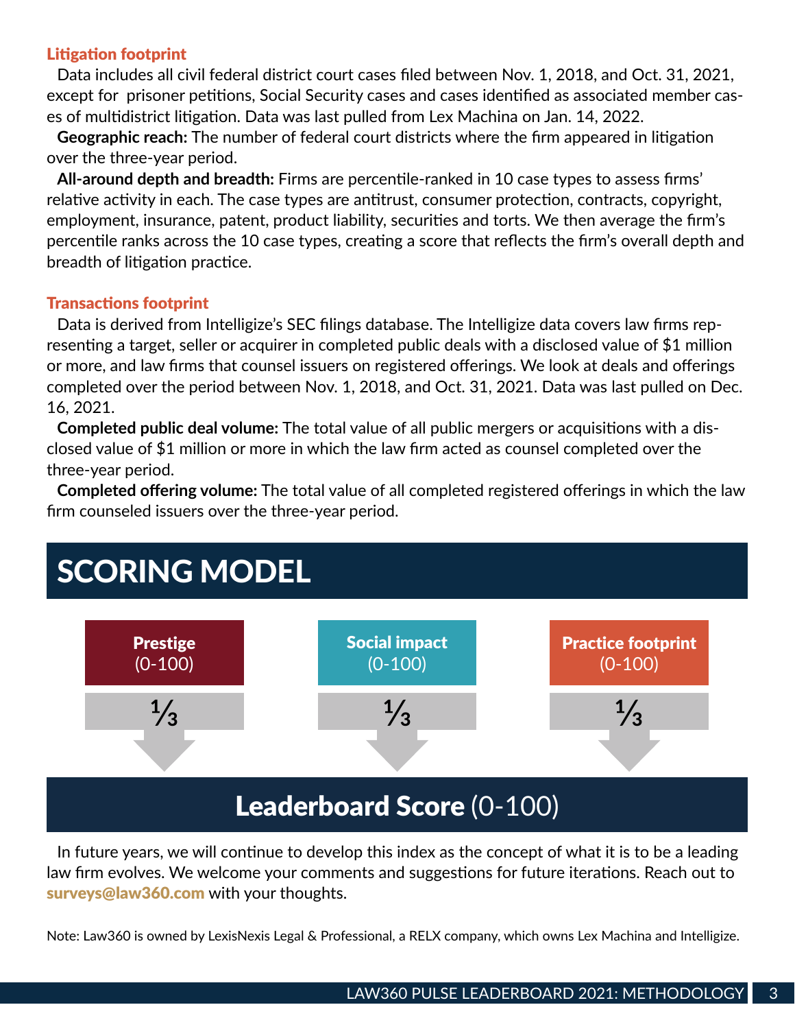### Litigation footprint

Data includes all civil federal district court cases filed between Nov. 1, 2018, and Oct. 31, 2021, except for prisoner petitions, Social Security cases and cases identified as associated member cases of multidistrict litigation. Data was last pulled from Lex Machina on Jan. 14, 2022.

**Geographic reach:** The number of federal court districts where the firm appeared in litigation over the three-year period.

**All-around depth and breadth:** Firms are percentile-ranked in 10 case types to assess firms' relative activity in each. The case types are antitrust, consumer protection, contracts, copyright, employment, insurance, patent, product liability, securities and torts. We then average the firm's percentile ranks across the 10 case types, creating a score that reflects the firm's overall depth and breadth of litigation practice.

### Transactions footprint

Data is derived from Intelligize's SEC filings database. The Intelligize data covers law firms representing a target, seller or acquirer in completed public deals with a disclosed value of $1 million or more, and law firms that counsel issuers on registered offerings. We look at deals and offerings completed over the period between Nov. 1, 2018, and Oct. 31, 2021. Data was last pulled on Dec. 16, 2021.

**Completed public deal volume:** The total value of all public mergers or acquisitions with a disclosed value of $1 million or more in which the law firm acted as counsel completed over the three-year period.

**Completed offering volume:** The total value of all completed registered offerings in which the law firm counseled issuers over the three-year period.

## SCORING MODEL

**Prestige** (0-100)
1⁄3

**Social impact** (0-100)
1⁄3

**Practice footprint** (0-100)
1⁄3

**Leaderboard Score** (0-100)

In future years, we will continue to develop this index as the concept of what it is to be a leading law firm evolves. We welcome your comments and suggestions for future iterations. Reach out to **surveys@law360.com** with your thoughts.

Note: Law360 is owned by LexisNexis Legal & Professional, a RELX company, which owns Lex Machina and Intelligize.